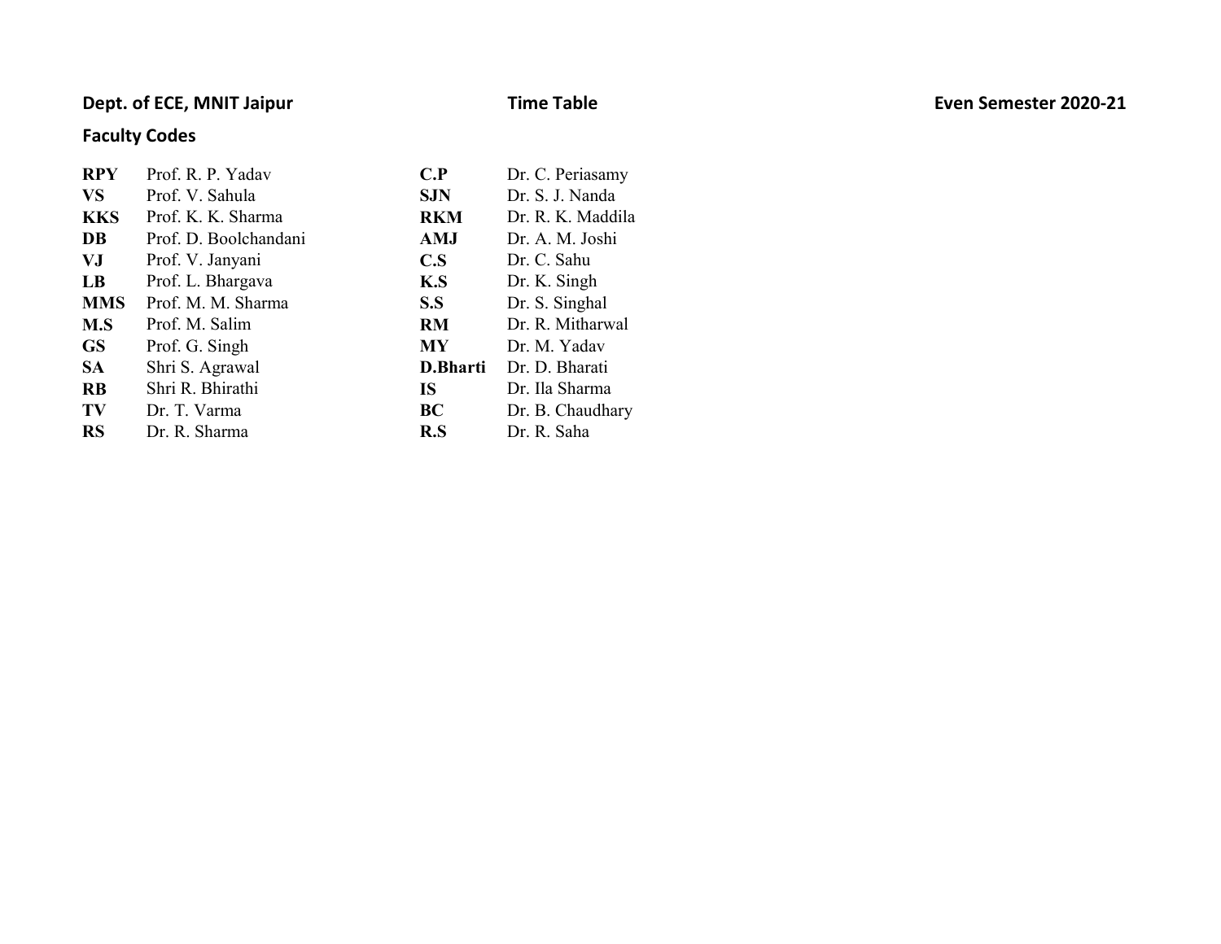**Dept. of ECE, MNIT Jaipur** **Time Table** **Even Semester 2020-21**

## Faculty Codes

| Code | Name | Code | Name |
|---|---|---|---|
| **RPY** | Prof. R. P. Yadav | **C.P** | Dr. C. Periasamy |
| **VS** | Prof. V. Sahula | **SJN** | Dr. S. J. Nanda |
| **KKS** | Prof. K. K. Sharma | **RKM** | Dr. R. K. Maddila |
| **DB** | Prof. D. Boolchandani | **AMJ** | Dr. A. M. Joshi |
| **VJ** | Prof. V. Janyani | **C.S** | Dr. C. Sahu |
| **LB** | Prof. L. Bhargava | **K.S** | Dr. K. Singh |
| **MMS** | Prof. M. M. Sharma | **S.S** | Dr. S. Singhal |
| **M.S** | Prof. M. Salim | **RM** | Dr. R. Mitharwal |
| **GS** | Prof. G. Singh | **MY** | Dr. M. Yadav |
| **SA** | Shri S. Agrawal | **D.Bharti** | Dr. D. Bharati |
| **RB** | Shri R. Bhirathi | **IS** | Dr. Ila Sharma |
| **TV** | Dr. T. Varma | **BC** | Dr. B. Chaudhary |
| **RS** | Dr. R. Sharma | **R.S** | Dr. R. Saha |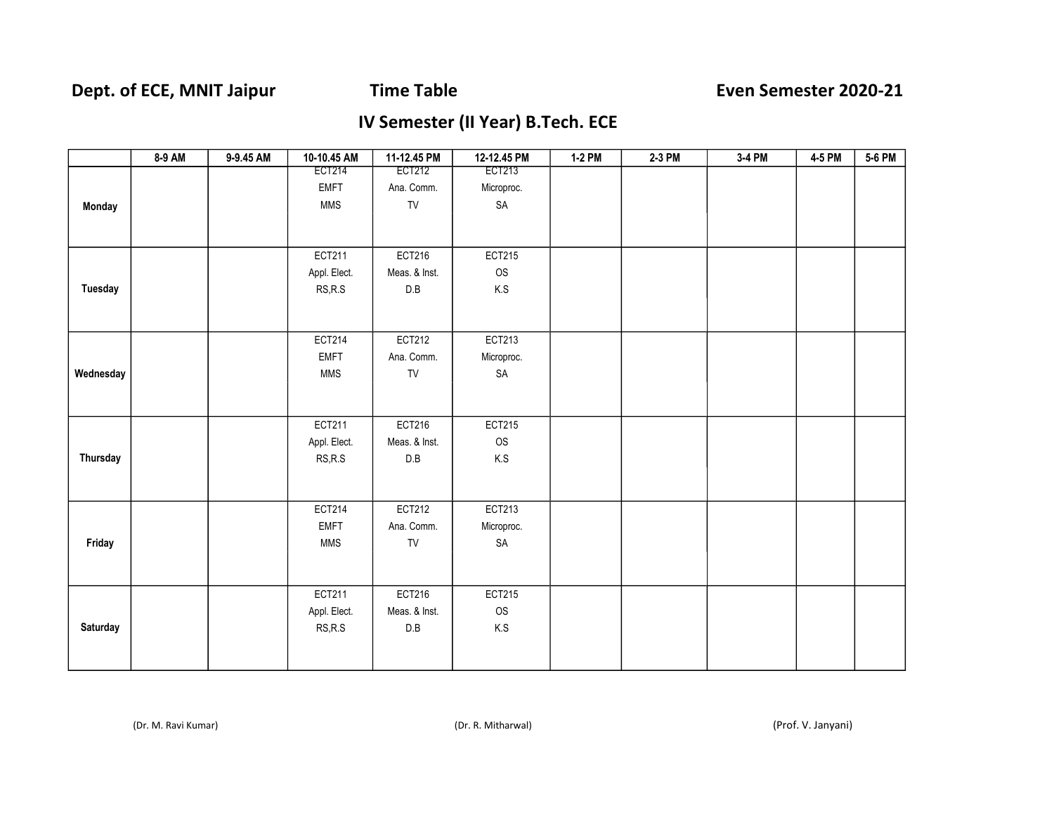**Dept. of ECE, MNIT Jaipur** **Time Table** **Even Semester 2020-21**

## IV Semester (II Year) B.Tech. ECE

| | 8-9 AM | 9-9.45 AM | 10-10.45 AM | 11-12.45 PM | 12-12.45 PM | 1-2 PM | 2-3 PM | 3-4 PM | 4-5 PM | 5-6 PM |
|---|---|---|---|---|---|---|---|---|---|---|
| **Monday** | | | ECT214 EMFT MMS | ECT212 Ana. Comm. TV | ECT213 Microproc. SA | | | | | |
| **Tuesday** | | | ECT211 Appl. Elect. RS,R.S | ECT216 Meas. & Inst. D.B | ECT215 OS K.S | | | | | |
| **Wednesday** | | | ECT214 EMFT MMS | ECT212 Ana. Comm. TV | ECT213 Microproc. SA | | | | | |
| **Thursday** | | | ECT211 Appl. Elect. RS,R.S | ECT216 Meas. & Inst. D.B | ECT215 OS K.S | | | | | |
| **Friday** | | | ECT214 EMFT MMS | ECT212 Ana. Comm. TV | ECT213 Microproc. SA | | | | | |
| **Saturday** | | | ECT211 Appl. Elect. RS,R.S | ECT216 Meas. & Inst. D.B | ECT215 OS K.S | | | | | |

(Dr. M. Ravi Kumar) (Dr. R. Mitharwal) (Prof. V. Janyani)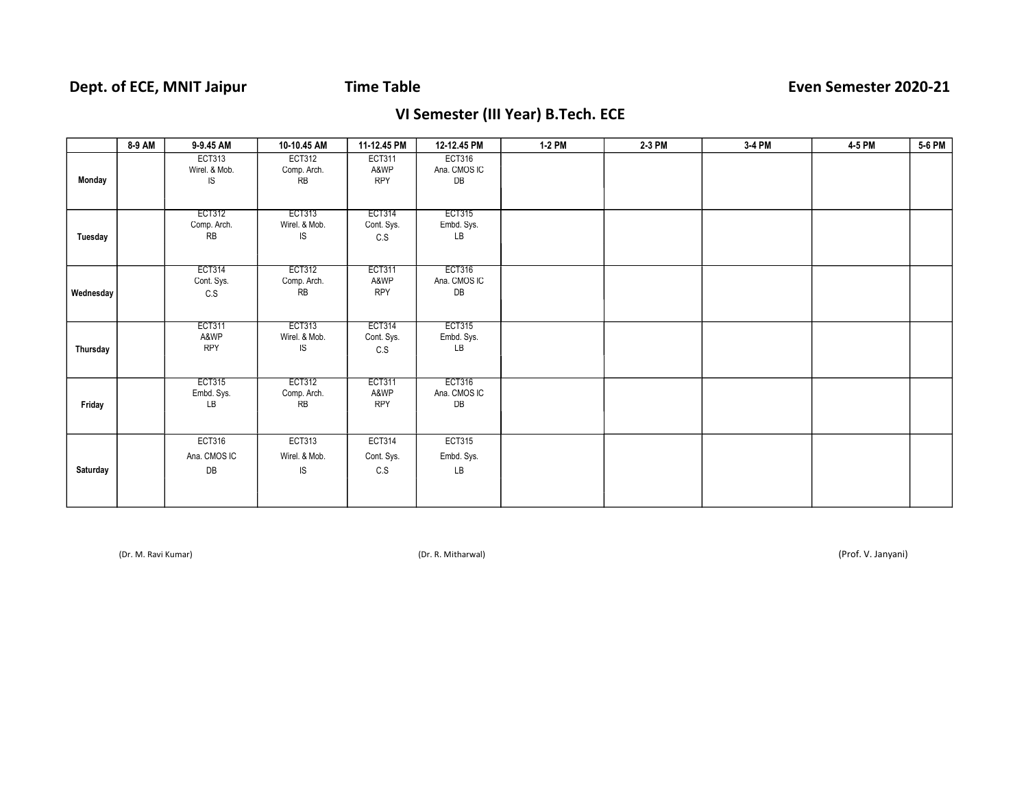**Dept. of ECE, MNIT Jaipur** **Time Table** **Even Semester 2020-21**

## VI Semester (III Year) B.Tech. ECE

| | 8-9 AM | 9-9.45 AM | 10-10.45 AM | 11-12.45 PM | 12-12.45 PM | 1-2 PM | 2-3 PM | 3-4 PM | 4-5 PM | 5-6 PM |
|---|---|---|---|---|---|---|---|---|---|---|
| **Monday** | | ECT313 Wirel. & Mob. IS | ECT312 Comp. Arch. RB | ECT311 A&WP RPY | ECT316 Ana. CMOS IC DB | | | | | |
| **Tuesday** | | ECT312 Comp. Arch. RB | ECT313 Wirel. & Mob. IS | ECT314 Cont. Sys. C.S | ECT315 Embd. Sys. LB | | | | | |
| **Wednesday** | | ECT314 Cont. Sys. C.S | ECT312 Comp. Arch. RB | ECT311 A&WP RPY | ECT316 Ana. CMOS IC DB | | | | | |
| **Thursday** | | ECT311 A&WP RPY | ECT313 Wirel. & Mob. IS | ECT314 Cont. Sys. C.S | ECT315 Embd. Sys. LB | | | | | |
| **Friday** | | ECT315 Embd. Sys. LB | ECT312 Comp. Arch. RB | ECT311 A&WP RPY | ECT316 Ana. CMOS IC DB | | | | | |
| **Saturday** | | ECT316 Ana. CMOS IC DB | ECT313 Wirel. & Mob. IS | ECT314 Cont. Sys. C.S | ECT315 Embd. Sys. LB | | | | | |

(Dr. M. Ravi Kumar) (Dr. R. Mitharwal) (Prof. V. Janyani)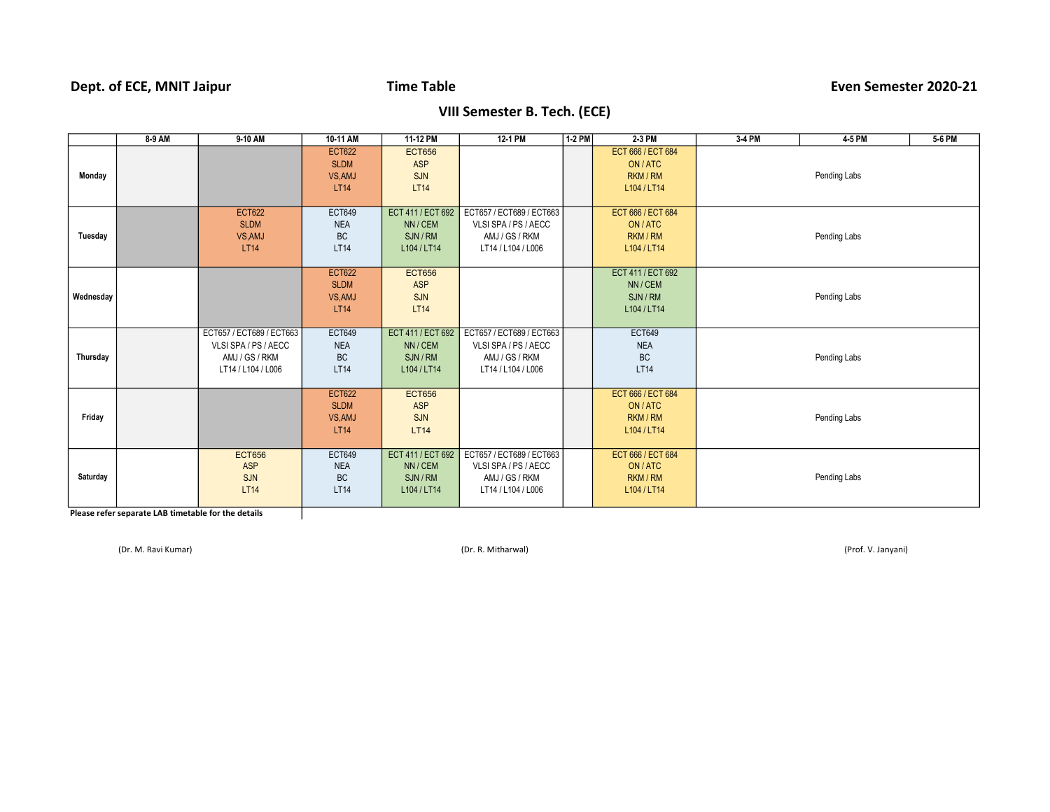**Dept. of ECE, MNIT Jaipur** **Time Table** **Even Semester 2020-21**

## VIII Semester B. Tech. (ECE)

| | 8-9 AM | 9-10 AM | 10-11 AM | 11-12 PM | 12-1 PM | 1-2 PM | 2-3 PM | 3-4 PM | 4-5 PM | 5-6 PM |
|---|---|---|---|---|---|---|---|---|---|---|
| **Monday** | | | ECT622 SLDM VS,AMJ LT14 | ECT656 ASP SJN LT14 | | | ECT 666 / ECT 684 ON / ATC RKM / RM L104 / LT14 | Pending Labs | | |
| **Tuesday** | | ECT622 SLDM VS,AMJ LT14 | ECT649 NEA BC LT14 | ECT 411 / ECT 692 NN / CEM SJN / RM L104 / LT14 | ECT657 / ECT689 / ECT663 VLSI SPA / PS / AECC AMJ / GS / RKM LT14 / L104 / L006 | | ECT 666 / ECT 684 ON / ATC RKM / RM L104 / LT14 | Pending Labs | | |
| **Wednesday** | | | ECT622 SLDM VS,AMJ LT14 | ECT656 ASP SJN LT14 | | | ECT 411 / ECT 692 NN / CEM SJN / RM L104 / LT14 | Pending Labs | | |
| **Thursday** | | ECT657 / ECT689 / ECT663 VLSI SPA / PS / AECC AMJ / GS / RKM LT14 / L104 / L006 | ECT649 NEA BC LT14 | ECT 411 / ECT 692 NN / CEM SJN / RM L104 / LT14 | ECT657 / ECT689 / ECT663 VLSI SPA / PS / AECC AMJ / GS / RKM LT14 / L104 / L006 | | ECT649 NEA BC LT14 | Pending Labs | | |
| **Friday** | | | ECT622 SLDM VS,AMJ LT14 | ECT656 ASP SJN LT14 | | | ECT 666 / ECT 684 ON / ATC RKM / RM L104 / LT14 | Pending Labs | | |
| **Saturday** | | ECT656 ASP SJN LT14 | ECT649 NEA BC LT14 | ECT 411 / ECT 692 NN / CEM SJN / RM L104 / LT14 | ECT657 / ECT689 / ECT663 VLSI SPA / PS / AECC AMJ / GS / RKM LT14 / L104 / L006 | | ECT 666 / ECT 684 ON / ATC RKM / RM L104 / LT14 | Pending Labs | | |

**Please refer separate LAB timetable for the details**

(Dr. M. Ravi Kumar) (Dr. R. Mitharwal) (Prof. V. Janyani)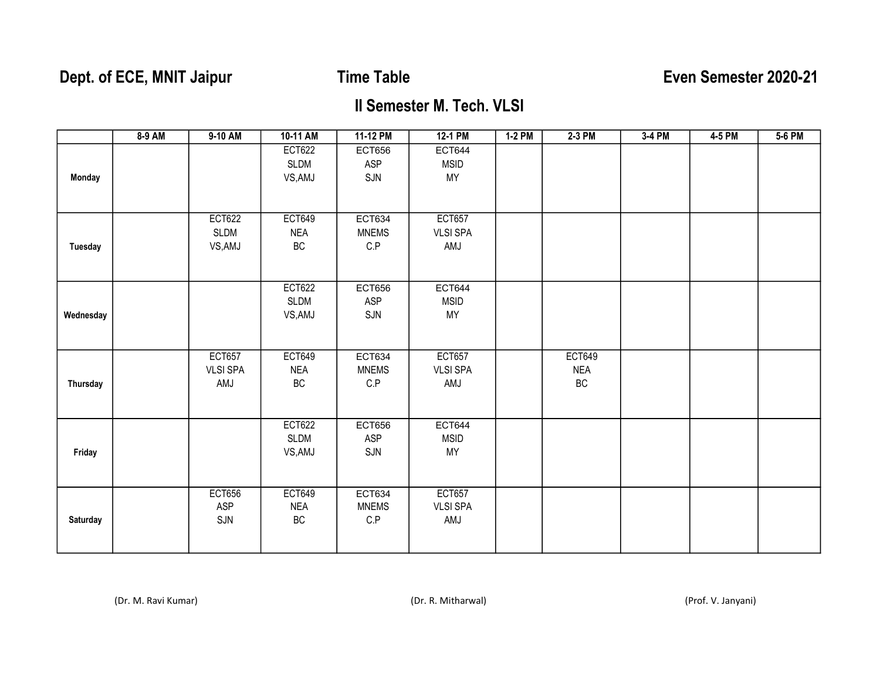**Dept. of ECE, MNIT Jaipur** **Time Table** **Even Semester 2020-21**

## II Semester M. Tech. VLSI

| | 8-9 AM | 9-10 AM | 10-11 AM | 11-12 PM | 12-1 PM | 1-2 PM | 2-3 PM | 3-4 PM | 4-5 PM | 5-6 PM |
|---|---|---|---|---|---|---|---|---|---|---|
| **Monday** | | | ECT622 SLDM VS,AMJ | ECT656 ASP SJN | ECT644 MSID MY | | | | | |
| **Tuesday** | | ECT622 SLDM VS,AMJ | ECT649 NEA BC | ECT634 MNEMS C.P | ECT657 VLSI SPA AMJ | | | | | |
| **Wednesday** | | | ECT622 SLDM VS,AMJ | ECT656 ASP SJN | ECT644 MSID MY | | | | | |
| **Thursday** | | ECT657 VLSI SPA AMJ | ECT649 NEA BC | ECT634 MNEMS C.P | ECT657 VLSI SPA AMJ | | ECT649 NEA BC | | | |
| **Friday** | | | ECT622 SLDM VS,AMJ | ECT656 ASP SJN | ECT644 MSID MY | | | | | |
| **Saturday** | | ECT656 ASP SJN | ECT649 NEA BC | ECT634 MNEMS C.P | ECT657 VLSI SPA AMJ | | | | | |

(Dr. M. Ravi Kumar) (Dr. R. Mitharwal) (Prof. V. Janyani)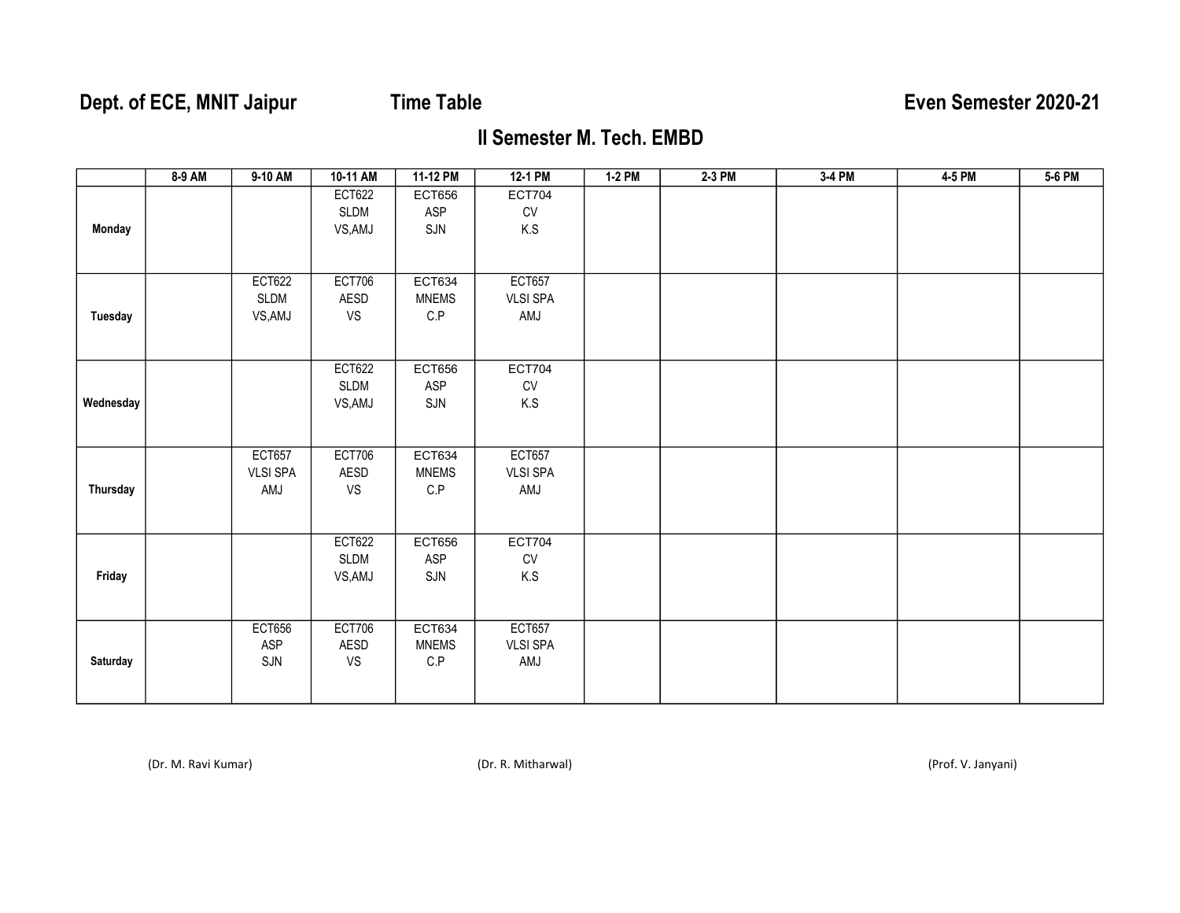**Dept. of ECE, MNIT Jaipur** **Time Table** **Even Semester 2020-21**

## II Semester M. Tech. EMBD

| | 8-9 AM | 9-10 AM | 10-11 AM | 11-12 PM | 12-1 PM | 1-2 PM | 2-3 PM | 3-4 PM | 4-5 PM | 5-6 PM |
|---|---|---|---|---|---|---|---|---|---|---|
| **Monday** | | | ECT622 SLDM VS,AMJ | ECT656 ASP SJN | ECT704 CV K.S | | | | | |
| **Tuesday** | | ECT622 SLDM VS,AMJ | ECT706 AESD VS | ECT634 MNEMS C.P | ECT657 VLSI SPA AMJ | | | | | |
| **Wednesday** | | | ECT622 SLDM VS,AMJ | ECT656 ASP SJN | ECT704 CV K.S | | | | | |
| **Thursday** | | ECT657 VLSI SPA AMJ | ECT706 AESD VS | ECT634 MNEMS C.P | ECT657 VLSI SPA AMJ | | | | | |
| **Friday** | | | ECT622 SLDM VS,AMJ | ECT656 ASP SJN | ECT704 CV K.S | | | | | |
| **Saturday** | | ECT656 ASP SJN | ECT706 AESD VS | ECT634 MNEMS C.P | ECT657 VLSI SPA AMJ | | | | | |

(Dr. M. Ravi Kumar) (Dr. R. Mitharwal) (Prof. V. Janyani)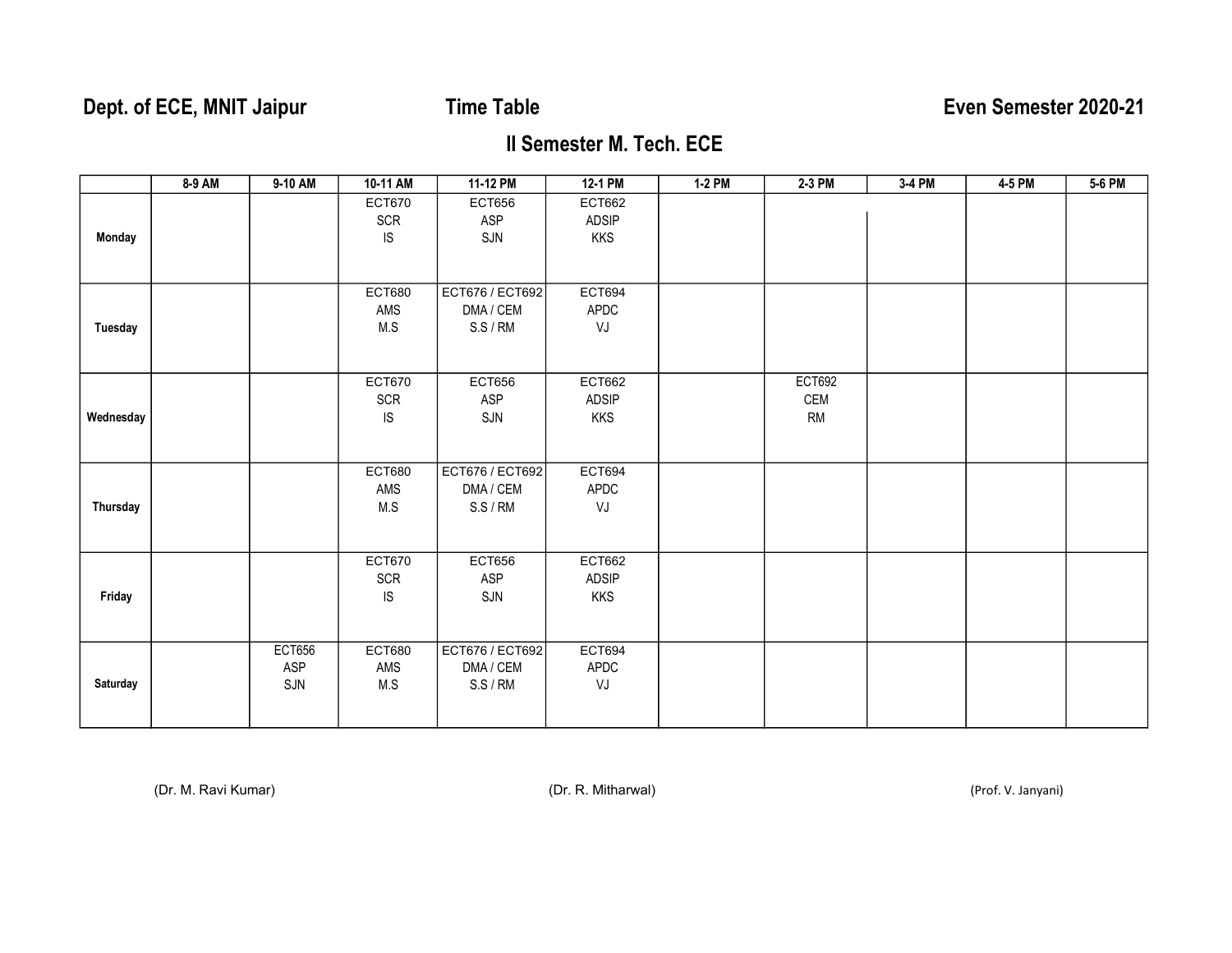**Dept. of ECE, MNIT Jaipur** **Time Table** **Even Semester 2020-21**

## II Semester M. Tech. ECE

| | 8-9 AM | 9-10 AM | 10-11 AM | 11-12 PM | 12-1 PM | 1-2 PM | 2-3 PM | 3-4 PM | 4-5 PM | 5-6 PM |
|---|---|---|---|---|---|---|---|---|---|---|
| **Monday** | | | ECT670 SCR IS | ECT656 ASP SJN | ECT662 ADSIP KKS | | | | | |
| **Tuesday** | | | ECT680 AMS M.S | ECT676 / ECT692 DMA / CEM S.S / RM | ECT694 APDC VJ | | | | | |
| **Wednesday** | | | ECT670 SCR IS | ECT656 ASP SJN | ECT662 ADSIP KKS | | ECT692 CEM RM | | | |
| **Thursday** | | | ECT680 AMS M.S | ECT676 / ECT692 DMA / CEM S.S / RM | ECT694 APDC VJ | | | | | |
| **Friday** | | | ECT670 SCR IS | ECT656 ASP SJN | ECT662 ADSIP KKS | | | | | |
| **Saturday** | | ECT656 ASP SJN | ECT680 AMS M.S | ECT676 / ECT692 DMA / CEM S.S / RM | ECT694 APDC VJ | | | | | |

(Dr. M. Ravi Kumar) (Dr. R. Mitharwal) (Prof. V. Janyani)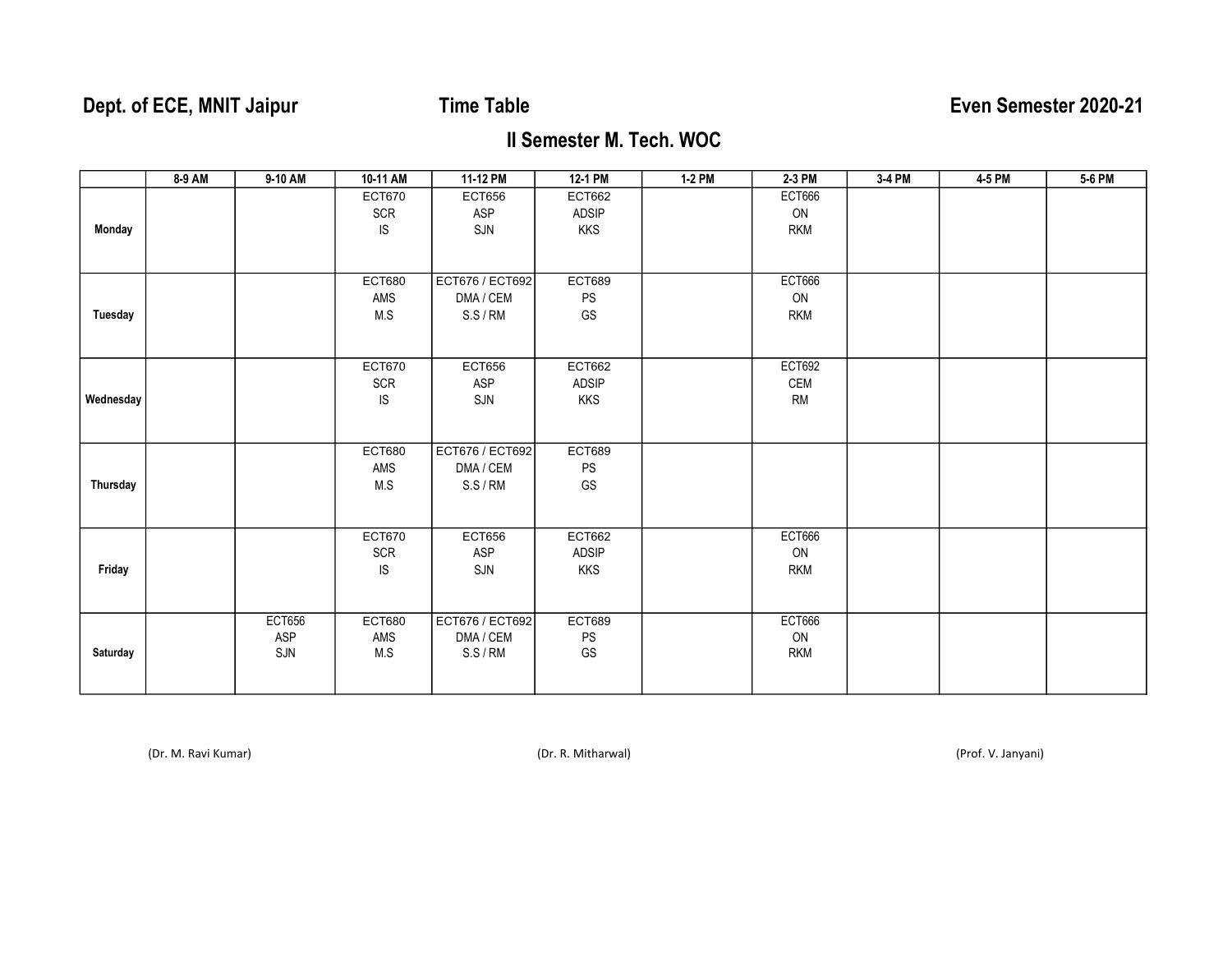Dept. of ECE, MNIT Jaipur — Time Table — Even Semester 2020-21

## II Semester M. Tech. WOC

| | 8-9 AM | 9-10 AM | 10-11 AM | 11-12 PM | 12-1 PM | 1-2 PM | 2-3 PM | 3-4 PM | 4-5 PM | 5-6 PM |
|---|---|---|---|---|---|---|---|---|---|---|
| **Monday** | | | ECT670 SCR IS | ECT656 ASP SJN | ECT662 ADSIP KKS | | ECT666 ON RKM | | | |
| **Tuesday** | | | ECT680 AMS M.S | ECT676 / ECT692 DMA / CEM S.S / RM | ECT689 PS GS | | ECT666 ON RKM | | | |
| **Wednesday** | | | ECT670 SCR IS | ECT656 ASP SJN | ECT662 ADSIP KKS | | ECT692 CEM RM | | | |
| **Thursday** | | | ECT680 AMS M.S | ECT676 / ECT692 DMA / CEM S.S / RM | ECT689 PS GS | | | | | |
| **Friday** | | | ECT670 SCR IS | ECT656 ASP SJN | ECT662 ADSIP KKS | | ECT666 ON RKM | | | |
| **Saturday** | | ECT656 ASP SJN | ECT680 AMS M.S | ECT676 / ECT692 DMA / CEM S.S / RM | ECT689 PS GS | | ECT666 ON RKM | | | |

(Dr. M. Ravi Kumar) (Dr. R. Mitharwal) (Prof. V. Janyani)